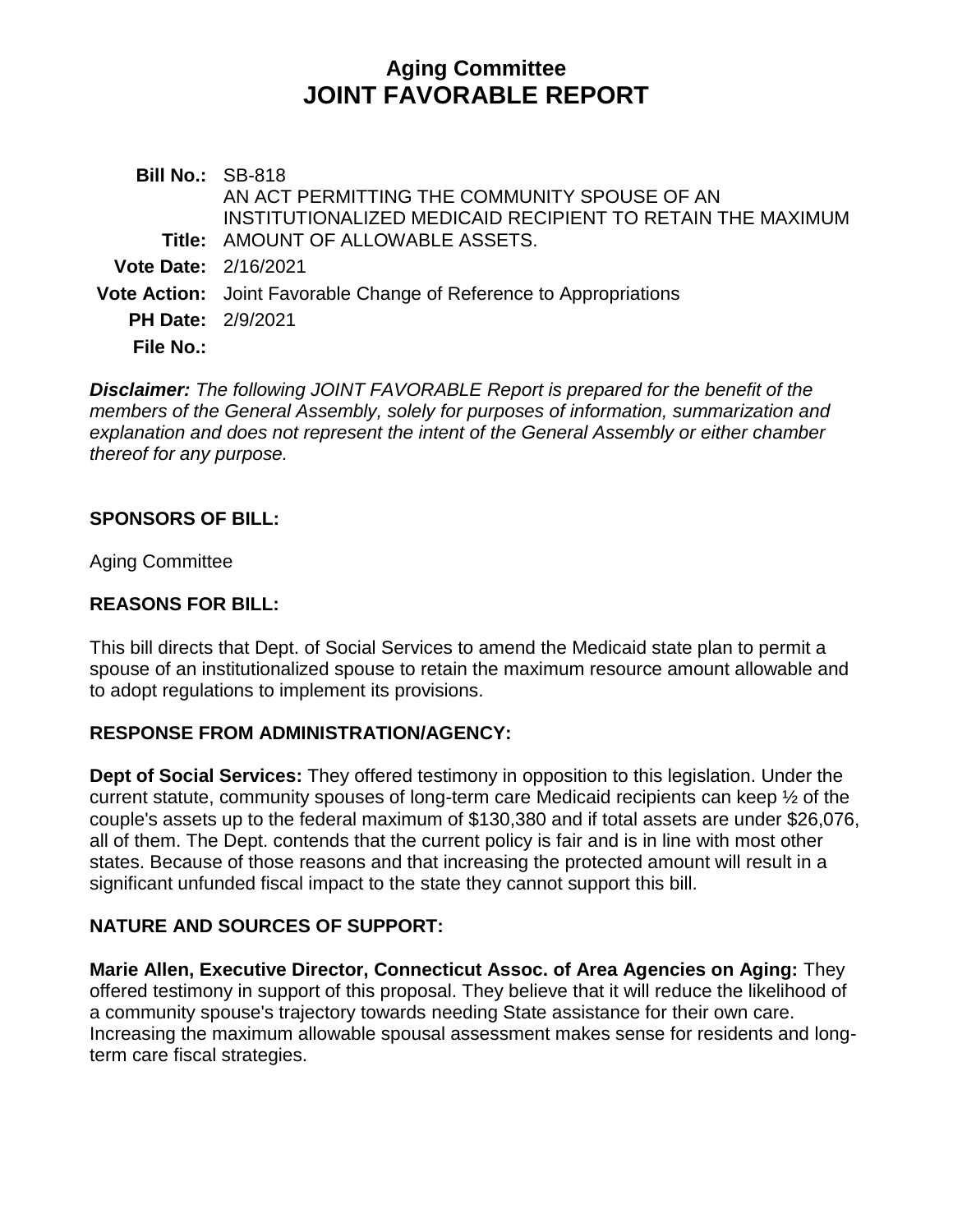# Aging Committee
# JOINT FAVORABLE REPORT

**Bill No.:** SB-818

**Title:** AN ACT PERMITTING THE COMMUNITY SPOUSE OF AN INSTITUTIONALIZED MEDICAID RECIPIENT TO RETAIN THE MAXIMUM AMOUNT OF ALLOWABLE ASSETS.

**Vote Date:** 2/16/2021

**Vote Action:** Joint Favorable Change of Reference to Appropriations

**PH Date:** 2/9/2021

**File No.:**

***Disclaimer:*** *The following JOINT FAVORABLE Report is prepared for the benefit of the members of the General Assembly, solely for purposes of information, summarization and explanation and does not represent the intent of the General Assembly or either chamber thereof for any purpose.*

## SPONSORS OF BILL:

Aging Committee

## REASONS FOR BILL:

This bill directs that Dept. of Social Services to amend the Medicaid state plan to permit a spouse of an institutionalized spouse to retain the maximum resource amount allowable and to adopt regulations to implement its provisions.

## RESPONSE FROM ADMINISTRATION/AGENCY:

**Dept of Social Services:** They offered testimony in opposition to this legislation. Under the current statute, community spouses of long-term care Medicaid recipients can keep ½ of the couple's assets up to the federal maximum of $130,380 and if total assets are under $26,076, all of them. The Dept. contends that the current policy is fair and is in line with most other states. Because of those reasons and that increasing the protected amount will result in a significant unfunded fiscal impact to the state they cannot support this bill.

## NATURE AND SOURCES OF SUPPORT:

**Marie Allen, Executive Director, Connecticut Assoc. of Area Agencies on Aging:** They offered testimony in support of this proposal. They believe that it will reduce the likelihood of a community spouse's trajectory towards needing State assistance for their own care. Increasing the maximum allowable spousal assessment makes sense for residents and long-term care fiscal strategies.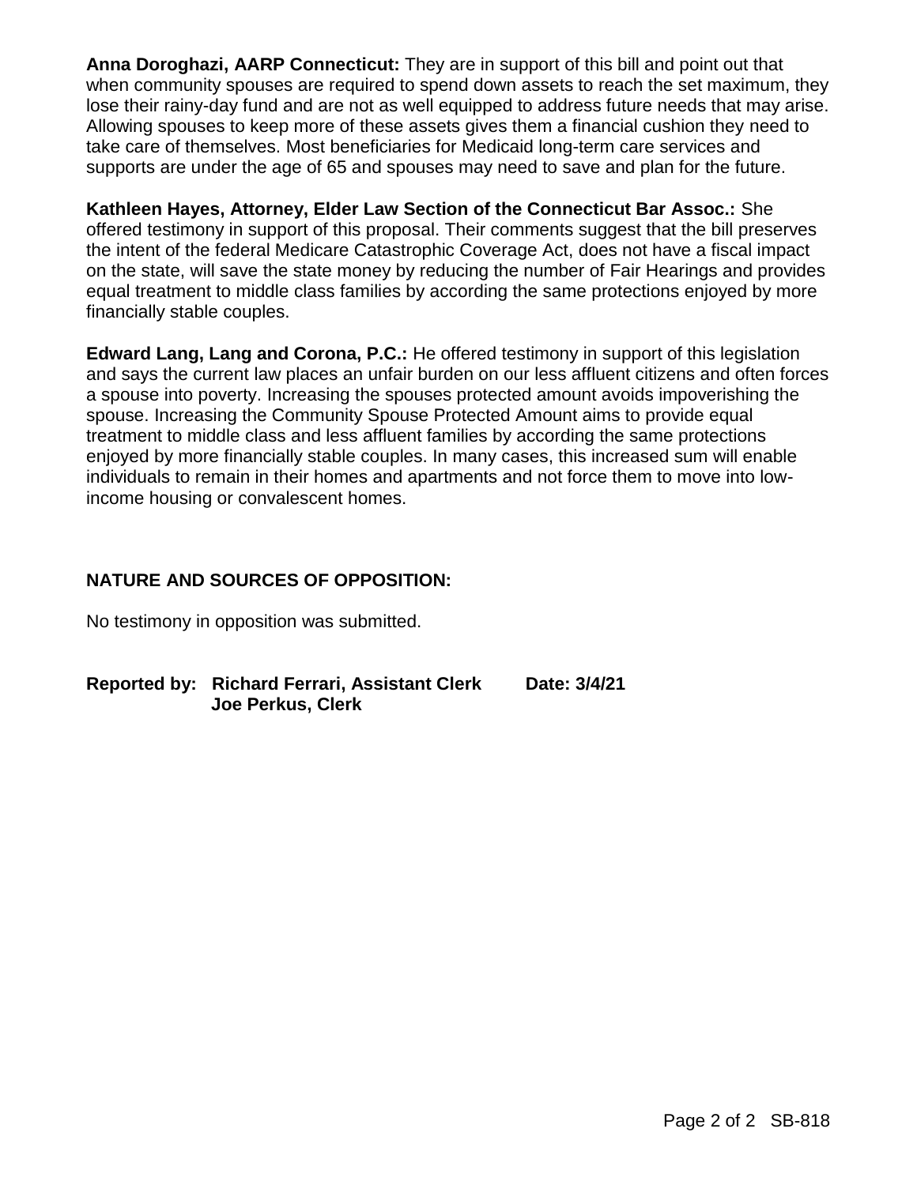**Anna Doroghazi, AARP Connecticut:** They are in support of this bill and point out that when community spouses are required to spend down assets to reach the set maximum, they lose their rainy-day fund and are not as well equipped to address future needs that may arise. Allowing spouses to keep more of these assets gives them a financial cushion they need to take care of themselves. Most beneficiaries for Medicaid long-term care services and supports are under the age of 65 and spouses may need to save and plan for the future.

**Kathleen Hayes, Attorney, Elder Law Section of the Connecticut Bar Assoc.:** She offered testimony in support of this proposal. Their comments suggest that the bill preserves the intent of the federal Medicare Catastrophic Coverage Act, does not have a fiscal impact on the state, will save the state money by reducing the number of Fair Hearings and provides equal treatment to middle class families by according the same protections enjoyed by more financially stable couples.

**Edward Lang, Lang and Corona, P.C.:** He offered testimony in support of this legislation and says the current law places an unfair burden on our less affluent citizens and often forces a spouse into poverty. Increasing the spouses protected amount avoids impoverishing the spouse. Increasing the Community Spouse Protected Amount aims to provide equal treatment to middle class and less affluent families by according the same protections enjoyed by more financially stable couples. In many cases, this increased sum will enable individuals to remain in their homes and apartments and not force them to move into low-income housing or convalescent homes.

## NATURE AND SOURCES OF OPPOSITION:

No testimony in opposition was submitted.

**Reported by: Richard Ferrari, Assistant Clerk** **Date: 3/4/21**
**Joe Perkus, Clerk**